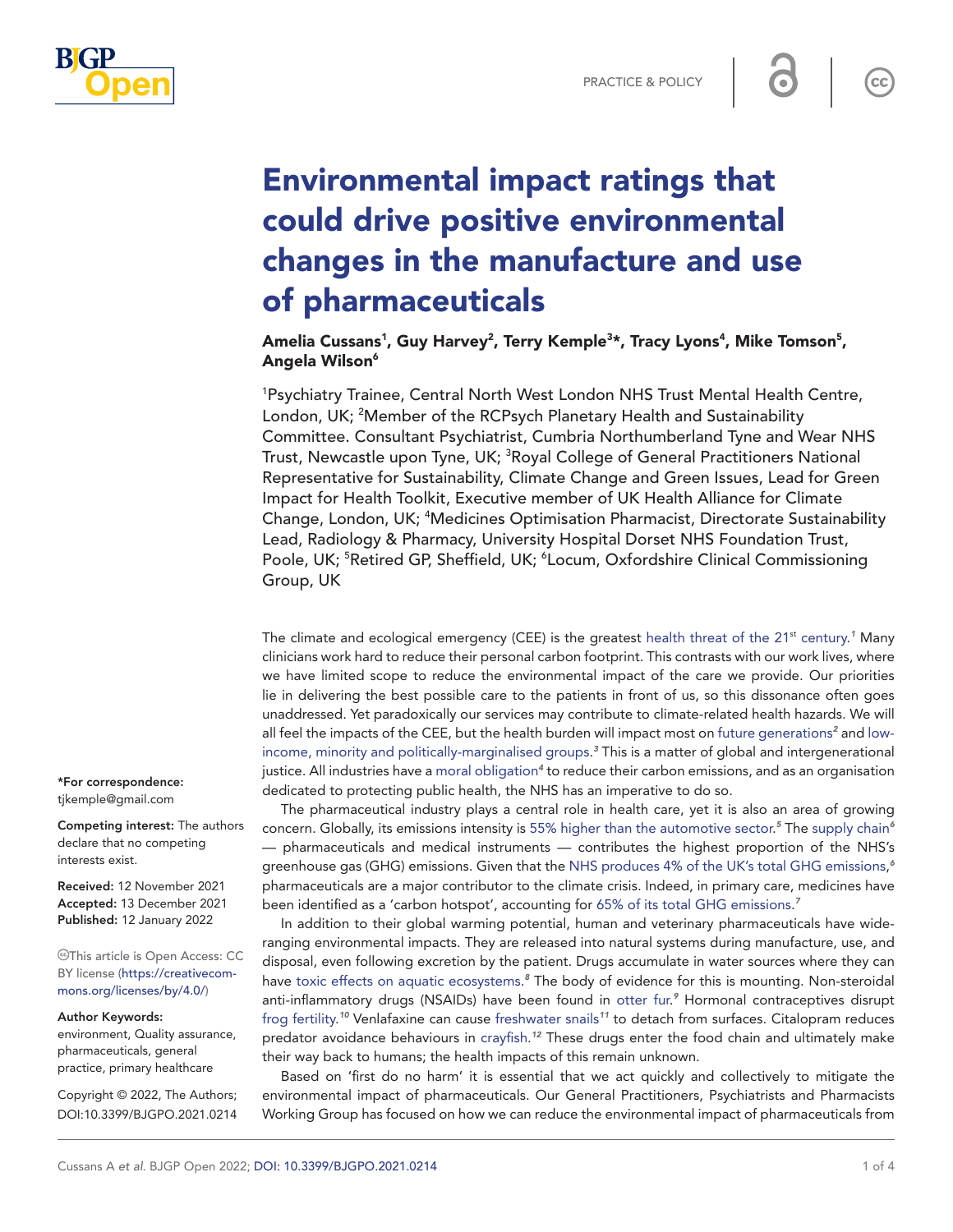PRACTICE & POLICY

# Environmental impact ratings that could drive positive environmental changes in the manufacture and use of pharmaceuticals

**Amelia Cussans[1], Guy Harvey[2], Terry Kemple[3]*, Tracy Lyons[4], Mike Tomson[5], Angela Wilson[6]**

[1]Psychiatry Trainee, Central North West London NHS Trust Mental Health Centre, London, UK; [2]Member of the RCPsych Planetary Health and Sustainability Committee. Consultant Psychiatrist, Cumbria Northumberland Tyne and Wear NHS Trust, Newcastle upon Tyne, UK; [3]Royal College of General Practitioners National Representative for Sustainability, Climate Change and Green Issues, Lead for Green Impact for Health Toolkit, Executive member of UK Health Alliance for Climate Change, London, UK; [4]Medicines Optimisation Pharmacist, Directorate Sustainability Lead, Radiology & Pharmacy, University Hospital Dorset NHS Foundation Trust, Poole, UK; [5]Retired GP, Sheffield, UK; [6]Locum, Oxfordshire Clinical Commissioning Group, UK

*For correspondence: tjkemple@gmail.com

**Competing interest:** The authors declare that no competing interests exist.

**Received:** 12 November 2021
**Accepted:** 13 December 2021
**Published:** 12 January 2022

This article is Open Access: CC BY license (https://creativecommons.org/licenses/by/4.0/)

**Author Keywords:** environment, Quality assurance, pharmaceuticals, general practice, primary healthcare

Copyright © 2022, The Authors; DOI:10.3399/BJGPO.2021.0214

The climate and ecological emergency (CEE) is the greatest health threat of the 21st century.[1] Many clinicians work hard to reduce their personal carbon footprint. This contrasts with our work lives, where we have limited scope to reduce the environmental impact of the care we provide. Our priorities lie in delivering the best possible care to the patients in front of us, so this dissonance often goes unaddressed. Yet paradoxically our services may contribute to climate-related health hazards. We will all feel the impacts of the CEE, but the health burden will impact most on future generations[2] and low-income, minority and politically-marginalised groups.[3] This is a matter of global and intergenerational justice. All industries have a moral obligation[4] to reduce their carbon emissions, and as an organisation dedicated to protecting public health, the NHS has an imperative to do so.

The pharmaceutical industry plays a central role in health care, yet it is also an area of growing concern. Globally, its emissions intensity is 55% higher than the automotive sector.[5] The supply chain[6] — pharmaceuticals and medical instruments — contributes the highest proportion of the NHS's greenhouse gas (GHG) emissions. Given that the NHS produces 4% of the UK's total GHG emissions,[6] pharmaceuticals are a major contributor to the climate crisis. Indeed, in primary care, medicines have been identified as a 'carbon hotspot', accounting for 65% of its total GHG emissions.[7]

In addition to their global warming potential, human and veterinary pharmaceuticals have wide-ranging environmental impacts. They are released into natural systems during manufacture, use, and disposal, even following excretion by the patient. Drugs accumulate in water sources where they can have toxic effects on aquatic ecosystems.[8] The body of evidence for this is mounting. Non-steroidal anti-inflammatory drugs (NSAIDs) have been found in otter fur.[9] Hormonal contraceptives disrupt frog fertility.[10] Venlafaxine can cause freshwater snails[11] to detach from surfaces. Citalopram reduces predator avoidance behaviours in crayfish.[12] These drugs enter the food chain and ultimately make their way back to humans; the health impacts of this remain unknown.

Based on 'first do no harm' it is essential that we act quickly and collectively to mitigate the environmental impact of pharmaceuticals. Our General Practitioners, Psychiatrists and Pharmacists Working Group has focused on how we can reduce the environmental impact of pharmaceuticals from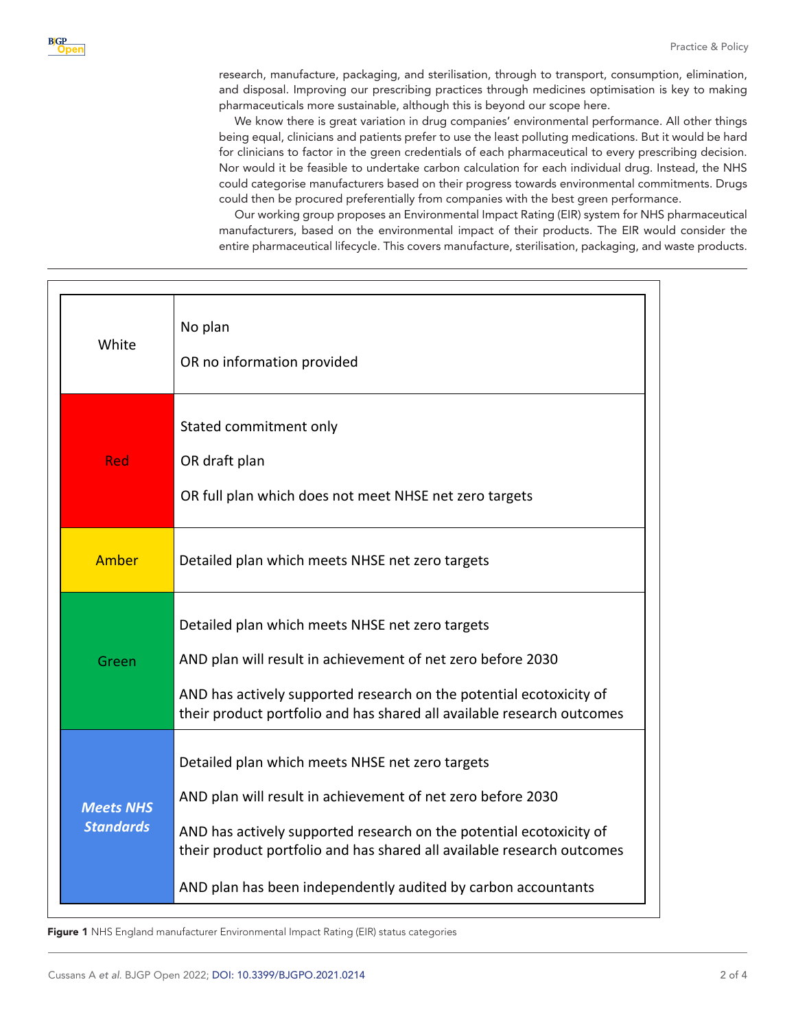research, manufacture, packaging, and sterilisation, through to transport, consumption, elimination, and disposal. Improving our prescribing practices through medicines optimisation is key to making pharmaceuticals more sustainable, although this is beyond our scope here.

We know there is great variation in drug companies' environmental performance. All other things being equal, clinicians and patients prefer to use the least polluting medications. But it would be hard for clinicians to factor in the green credentials of each pharmaceutical to every prescribing decision. Nor would it be feasible to undertake carbon calculation for each individual drug. Instead, the NHS could categorise manufacturers based on their progress towards environmental commitments. Drugs could then be procured preferentially from companies with the best green performance.

Our working group proposes an Environmental Impact Rating (EIR) system for NHS pharmaceutical manufacturers, based on the environmental impact of their products. The EIR would consider the entire pharmaceutical lifecycle. This covers manufacture, sterilisation, packaging, and waste products.

| Status | Criteria |
|---|---|
| White | No plan<br>OR no information provided |
| Red | Stated commitment only<br>OR draft plan<br>OR full plan which does not meet NHSE net zero targets |
| Amber | Detailed plan which meets NHSE net zero targets |
| Green | Detailed plan which meets NHSE net zero targets<br>AND plan will result in achievement of net zero before 2030<br>AND has actively supported research on the potential ecotoxicity of their product portfolio and has shared all available research outcomes |
| ***Meets NHS Standards*** | Detailed plan which meets NHSE net zero targets<br>AND plan will result in achievement of net zero before 2030<br>AND has actively supported research on the potential ecotoxicity of their product portfolio and has shared all available research outcomes<br>AND plan has been independently audited by carbon accountants |

**Figure 1** NHS England manufacturer Environmental Impact Rating (EIR) status categories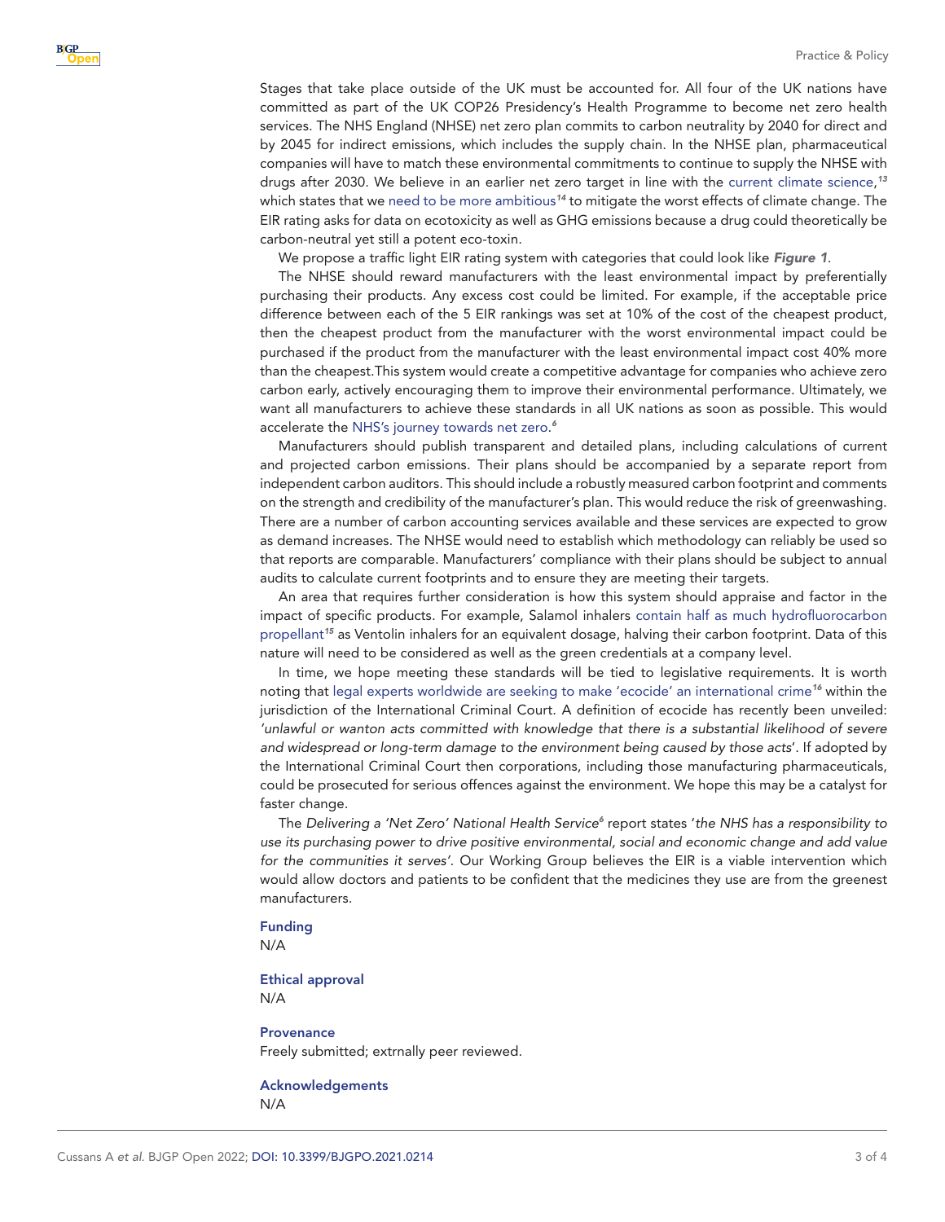Stages that take place outside of the UK must be accounted for. All four of the UK nations have committed as part of the UK COP26 Presidency's Health Programme to become net zero health services. The NHS England (NHSE) net zero plan commits to carbon neutrality by 2040 for direct and by 2045 for indirect emissions, which includes the supply chain. In the NHSE plan, pharmaceutical companies will have to match these environmental commitments to continue to supply the NHSE with drugs after 2030. We believe in an earlier net zero target in line with the current climate science,[13] which states that we need to be more ambitious[14] to mitigate the worst effects of climate change. The EIR rating asks for data on ecotoxicity as well as GHG emissions because a drug could theoretically be carbon-neutral yet still a potent eco-toxin.

We propose a traffic light EIR rating system with categories that could look like ***Figure 1***.

The NHSE should reward manufacturers with the least environmental impact by preferentially purchasing their products. Any excess cost could be limited. For example, if the acceptable price difference between each of the 5 EIR rankings was set at 10% of the cost of the cheapest product, then the cheapest product from the manufacturer with the worst environmental impact could be purchased if the product from the manufacturer with the least environmental impact cost 40% more than the cheapest.This system would create a competitive advantage for companies who achieve zero carbon early, actively encouraging them to improve their environmental performance. Ultimately, we want all manufacturers to achieve these standards in all UK nations as soon as possible. This would accelerate the NHS's journey towards net zero.[6]

Manufacturers should publish transparent and detailed plans, including calculations of current and projected carbon emissions. Their plans should be accompanied by a separate report from independent carbon auditors. This should include a robustly measured carbon footprint and comments on the strength and credibility of the manufacturer's plan. This would reduce the risk of greenwashing. There are a number of carbon accounting services available and these services are expected to grow as demand increases. The NHSE would need to establish which methodology can reliably be used so that reports are comparable. Manufacturers' compliance with their plans should be subject to annual audits to calculate current footprints and to ensure they are meeting their targets.

An area that requires further consideration is how this system should appraise and factor in the impact of specific products. For example, Salamol inhalers contain half as much hydrofluorocarbon propellant[15] as Ventolin inhalers for an equivalent dosage, halving their carbon footprint. Data of this nature will need to be considered as well as the green credentials at a company level.

In time, we hope meeting these standards will be tied to legislative requirements. It is worth noting that legal experts worldwide are seeking to make 'ecocide' an international crime[16] within the jurisdiction of the International Criminal Court. A definition of ecocide has recently been unveiled: *'unlawful or wanton acts committed with knowledge that there is a substantial likelihood of severe and widespread or long-term damage to the environment being caused by those acts*'. If adopted by the International Criminal Court then corporations, including those manufacturing pharmaceuticals, could be prosecuted for serious offences against the environment. We hope this may be a catalyst for faster change.

The *Delivering a 'Net Zero' National Health Service*[6] report states '*the NHS has a responsibility to use its purchasing power to drive positive environmental, social and economic change and add value for the communities it serves'*. Our Working Group believes the EIR is a viable intervention which would allow doctors and patients to be confident that the medicines they use are from the greenest manufacturers.

### Funding

N/A

### Ethical approval

N/A

### Provenance

Freely submitted; extrnally peer reviewed.

### Acknowledgements

N/A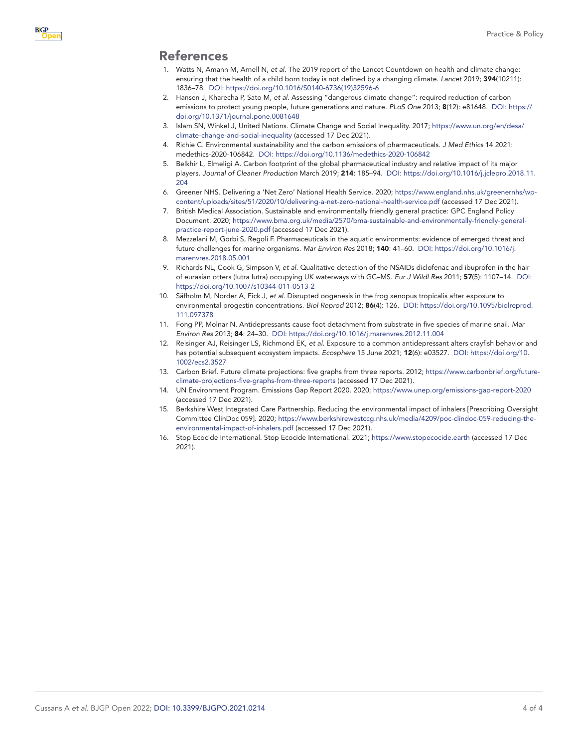## References

1. Watts N, Amann M, Arnell N, *et al*. The 2019 report of the Lancet Countdown on health and climate change: ensuring that the health of a child born today is not defined by a changing climate. *Lancet* 2019; **394**(10211): 1836–78. DOI: https://doi.org/10.1016/S0140-6736(19)32596-6
2. Hansen J, Kharecha P, Sato M, *et al*. Assessing "dangerous climate change": required reduction of carbon emissions to protect young people, future generations and nature. *PLoS One* 2013; **8**(12): e81648. DOI: https://doi.org/10.1371/journal.pone.0081648
3. Islam SN, Winkel J, United Nations. Climate Change and Social Inequality. 2017; https://www.un.org/en/desa/climate-change-and-social-inequality (accessed 17 Dec 2021).
4. Richie C. Environmental sustainability and the carbon emissions of pharmaceuticals. *J Med Ethics* 14 2021: medethics-2020-106842. DOI: https://doi.org/10.1136/medethics-2020-106842
5. Belkhir L, Elmeligi A. Carbon footprint of the global pharmaceutical industry and relative impact of its major players. *Journal of Cleaner Production* March 2019; **214**: 185–94. DOI: https://doi.org/10.1016/j.jclepro.2018.11.204
6. Greener NHS. Delivering a 'Net Zero' National Health Service. 2020; https://www.england.nhs.uk/greenernhs/wp-content/uploads/sites/51/2020/10/delivering-a-net-zero-national-health-service.pdf (accessed 17 Dec 2021).
7. British Medical Association. Sustainable and environmentally friendly general practice: GPC England Policy Document. 2020; https://www.bma.org.uk/media/2570/bma-sustainable-and-environmentally-friendly-general-practice-report-june-2020.pdf (accessed 17 Dec 2021).
8. Mezzelani M, Gorbi S, Regoli F. Pharmaceuticals in the aquatic environments: evidence of emerged threat and future challenges for marine organisms. *Mar Environ Res* 2018; **140**: 41–60. DOI: https://doi.org/10.1016/j.marenvres.2018.05.001
9. Richards NL, Cook G, Simpson V, *et al*. Qualitative detection of the NSAIDs diclofenac and ibuprofen in the hair of eurasian otters (lutra lutra) occupying UK waterways with GC–MS. *Eur J Wildl Res* 2011; **57**(5): 1107–14. DOI: https://doi.org/10.1007/s10344-011-0513-2
10. Säfholm M, Norder A, Fick J, *et al*. Disrupted oogenesis in the frog xenopus tropicalis after exposure to environmental progestin concentrations. *Biol Reprod* 2012; **86**(4): 126. DOI: https://doi.org/10.1095/biolreprod.111.097378
11. Fong PP, Molnar N. Antidepressants cause foot detachment from substrate in five species of marine snail. *Mar Environ Res* 2013; **84**: 24–30. DOI: https://doi.org/10.1016/j.marenvres.2012.11.004
12. Reisinger AJ, Reisinger LS, Richmond EK, *et al*. Exposure to a common antidepressant alters crayfish behavior and has potential subsequent ecosystem impacts. *Ecosphere* 15 June 2021; **12**(6): e03527. DOI: https://doi.org/10.1002/ecs2.3527
13. Carbon Brief. Future climate projections: five graphs from three reports. 2012; https://www.carbonbrief.org/future-climate-projections-five-graphs-from-three-reports (accessed 17 Dec 2021).
14. UN Environment Program. Emissions Gap Report 2020. 2020; https://www.unep.org/emissions-gap-report-2020 (accessed 17 Dec 2021).
15. Berkshire West Integrated Care Partnership. Reducing the environmental impact of inhalers [Prescribing Oversight Committee ClinDoc 059]. 2020; https://www.berkshirewestccg.nhs.uk/media/4209/poc-clindoc-059-reducing-the-environmental-impact-of-inhalers.pdf (accessed 17 Dec 2021).
16. Stop Ecocide International. Stop Ecocide International. 2021; https://www.stopecocide.earth (accessed 17 Dec 2021).